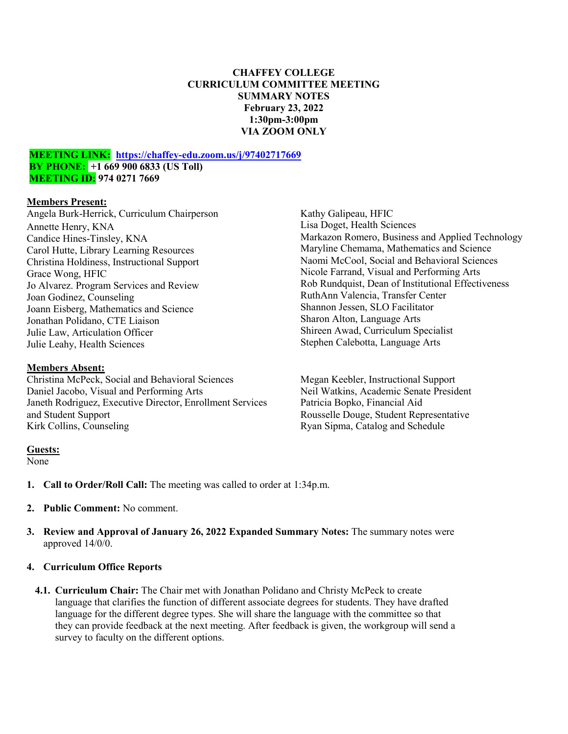**CHAFFEY COLLEGE**
**CURRICULUM COMMITTEE MEETING**
**SUMMARY NOTES**
**February 23, 2022**
**1:30pm-3:00pm**
**VIA ZOOM ONLY**

**MEETING LINK:** **https://chaffey-edu.zoom.us/j/97402717669**
**BY PHONE:** **+1 669 900 6833 (US Toll)**
**MEETING ID: 974 0271 7669**

**Members Present:**

Angela Burk-Herrick, Curriculum Chairperson
Annette Henry, KNA
Candice Hines-Tinsley, KNA
Carol Hutte, Library Learning Resources
Christina Holdiness, Instructional Support
Grace Wong, HFIC
Jo Alvarez. Program Services and Review
Joan Godinez, Counseling
Joann Eisberg, Mathematics and Science
Jonathan Polidano, CTE Liaison
Julie Law, Articulation Officer
Julie Leahy, Health Sciences
Kathy Galipeau, HFIC
Lisa Doget, Health Sciences
Markazon Romero, Business and Applied Technology
Maryline Chemama, Mathematics and Science
Naomi McCool, Social and Behavioral Sciences
Nicole Farrand, Visual and Performing Arts
Rob Rundquist, Dean of Institutional Effectiveness
RuthAnn Valencia, Transfer Center
Shannon Jessen, SLO Facilitator
Sharon Alton, Language Arts
Shireen Awad, Curriculum Specialist
Stephen Calebotta, Language Arts

**Members Absent:**

Christina McPeck, Social and Behavioral Sciences
Daniel Jacobo, Visual and Performing Arts
Janeth Rodriguez, Executive Director, Enrollment Services and Student Support
Kirk Collins, Counseling
Megan Keebler, Instructional Support
Neil Watkins, Academic Senate President
Patricia Bopko, Financial Aid
Rousselle Douge, Student Representative
Ryan Sipma, Catalog and Schedule

**Guests:**
None

1. **Call to Order/Roll Call:** The meeting was called to order at 1:34p.m.

2. **Public Comment:** No comment.

3. **Review and Approval of January 26, 2022 Expanded Summary Notes:** The summary notes were approved 14/0/0.

4. **Curriculum Office Reports**

   4.1. **Curriculum Chair:** The Chair met with Jonathan Polidano and Christy McPeck to create language that clarifies the function of different associate degrees for students. They have drafted language for the different degree types. She will share the language with the committee so that they can provide feedback at the next meeting. After feedback is given, the workgroup will send a survey to faculty on the different options.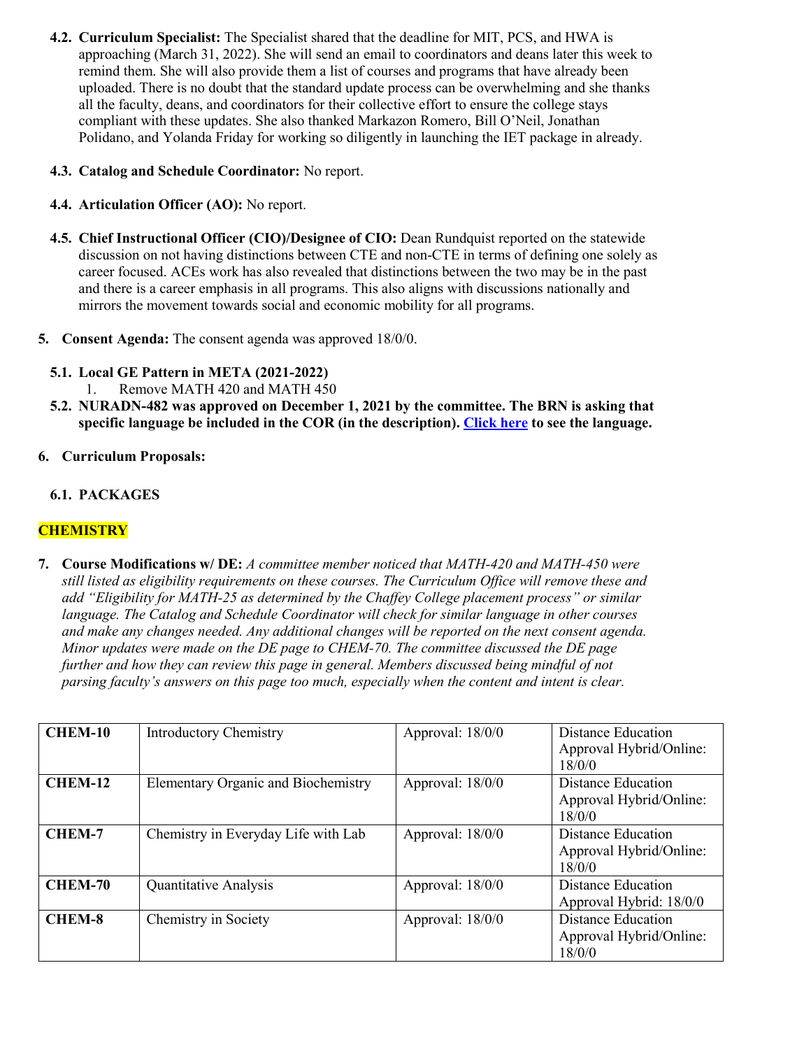4.2. **Curriculum Specialist:** The Specialist shared that the deadline for MIT, PCS, and HWA is approaching (March 31, 2022). She will send an email to coordinators and deans later this week to remind them. She will also provide them a list of courses and programs that have already been uploaded. There is no doubt that the standard update process can be overwhelming and she thanks all the faculty, deans, and coordinators for their collective effort to ensure the college stays compliant with these updates. She also thanked Markazon Romero, Bill O'Neil, Jonathan Polidano, and Yolanda Friday for working so diligently in launching the IET package in already.

4.3. **Catalog and Schedule Coordinator:** No report.

4.4. **Articulation Officer (AO):** No report.

4.5. **Chief Instructional Officer (CIO)/Designee of CIO:** Dean Rundquist reported on the statewide discussion on not having distinctions between CTE and non-CTE in terms of defining one solely as career focused. ACEs work has also revealed that distinctions between the two may be in the past and there is a career emphasis in all programs. This also aligns with discussions nationally and mirrors the movement towards social and economic mobility for all programs.

5. **Consent Agenda:** The consent agenda was approved 18/0/0.

5.1. **Local GE Pattern in META (2021-2022)**
   1. Remove MATH 420 and MATH 450

5.2. **NURADN-482 was approved on December 1, 2021 by the committee. The BRN is asking that specific language be included in the COR (in the description). [Click here] to see the language.**

6. **Curriculum Proposals:**

6.1. **PACKAGES**

**CHEMISTRY**

7. **Course Modifications w/ DE:** *A committee member noticed that MATH-420 and MATH-450 were still listed as eligibility requirements on these courses. The Curriculum Office will remove these and add "Eligibility for MATH-25 as determined by the Chaffey College placement process" or similar language. The Catalog and Schedule Coordinator will check for similar language in other courses and make any changes needed. Any additional changes will be reported on the next consent agenda. Minor updates were made on the DE page to CHEM-70. The committee discussed the DE page further and how they can review this page in general. Members discussed being mindful of not parsing faculty's answers on this page too much, especially when the content and intent is clear.*

| | | | |
|---|---|---|---|
| **CHEM-10** | Introductory Chemistry | Approval: 18/0/0 | Distance Education Approval Hybrid/Online: 18/0/0 |
| **CHEM-12** | Elementary Organic and Biochemistry | Approval: 18/0/0 | Distance Education Approval Hybrid/Online: 18/0/0 |
| **CHEM-7** | Chemistry in Everyday Life with Lab | Approval: 18/0/0 | Distance Education Approval Hybrid/Online: 18/0/0 |
| **CHEM-70** | Quantitative Analysis | Approval: 18/0/0 | Distance Education Approval Hybrid: 18/0/0 |
| **CHEM-8** | Chemistry in Society | Approval: 18/0/0 | Distance Education Approval Hybrid/Online: 18/0/0 |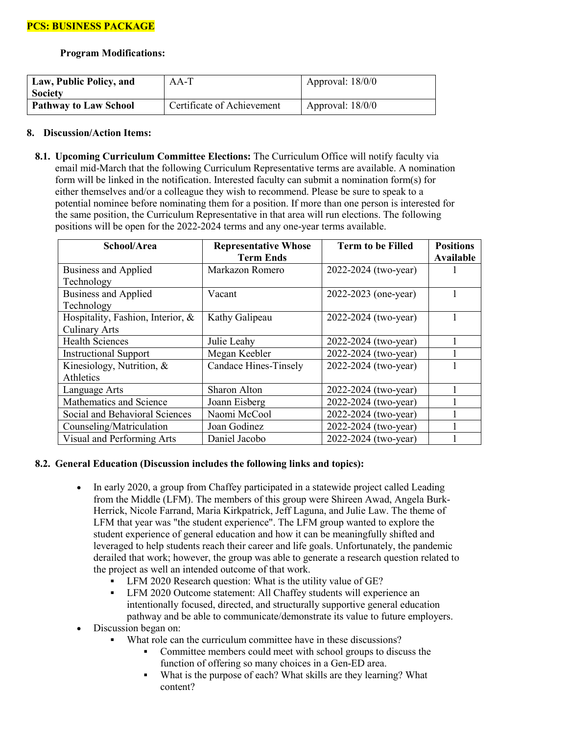**PCS: BUSINESS PACKAGE**

**Program Modifications:**

| **Law, Public Policy, and Society** | AA-T | Approval: 18/0/0 |
|---|---|---|
| **Pathway to Law School** | Certificate of Achievement | Approval: 18/0/0 |

**8. Discussion/Action Items:**

**8.1. Upcoming Curriculum Committee Elections:** The Curriculum Office will notify faculty via email mid-March that the following Curriculum Representative terms are available. A nomination form will be linked in the notification. Interested faculty can submit a nomination form(s) for either themselves and/or a colleague they wish to recommend. Please be sure to speak to a potential nominee before nominating them for a position. If more than one person is interested for the same position, the Curriculum Representative in that area will run elections. The following positions will be open for the 2022-2024 terms and any one-year terms available.

| School/Area | Representative Whose Term Ends | Term to be Filled | Positions Available |
|---|---|---|---|
| Business and Applied Technology | Markazon Romero | 2022-2024 (two-year) | 1 |
| Business and Applied Technology | Vacant | 2022-2023 (one-year) | 1 |
| Hospitality, Fashion, Interior, & Culinary Arts | Kathy Galipeau | 2022-2024 (two-year) | 1 |
| Health Sciences | Julie Leahy | 2022-2024 (two-year) | 1 |
| Instructional Support | Megan Keebler | 2022-2024 (two-year) | 1 |
| Kinesiology, Nutrition, & Athletics | Candace Hines-Tinsely | 2022-2024 (two-year) | 1 |
| Language Arts | Sharon Alton | 2022-2024 (two-year) | 1 |
| Mathematics and Science | Joann Eisberg | 2022-2024 (two-year) | 1 |
| Social and Behavioral Sciences | Naomi McCool | 2022-2024 (two-year) | 1 |
| Counseling/Matriculation | Joan Godinez | 2022-2024 (two-year) | 1 |
| Visual and Performing Arts | Daniel Jacobo | 2022-2024 (two-year) | 1 |

**8.2. General Education (Discussion includes the following links and topics):**

- In early 2020, a group from Chaffey participated in a statewide project called Leading from the Middle (LFM). The members of this group were Shireen Awad, Angela Burk-Herrick, Nicole Farrand, Maria Kirkpatrick, Jeff Laguna, and Julie Law. The theme of LFM that year was "the student experience". The LFM group wanted to explore the student experience of general education and how it can be meaningfully shifted and leveraged to help students reach their career and life goals. Unfortunately, the pandemic derailed that work; however, the group was able to generate a research question related to the project as well an intended outcome of that work.
  - LFM 2020 Research question: What is the utility value of GE?
  - LFM 2020 Outcome statement: All Chaffey students will experience an intentionally focused, directed, and structurally supportive general education pathway and be able to communicate/demonstrate its value to future employers.
- Discussion began on:
  - What role can the curriculum committee have in these discussions?
    - Committee members could meet with school groups to discuss the function of offering so many choices in a Gen-ED area.
    - What is the purpose of each? What skills are they learning? What content?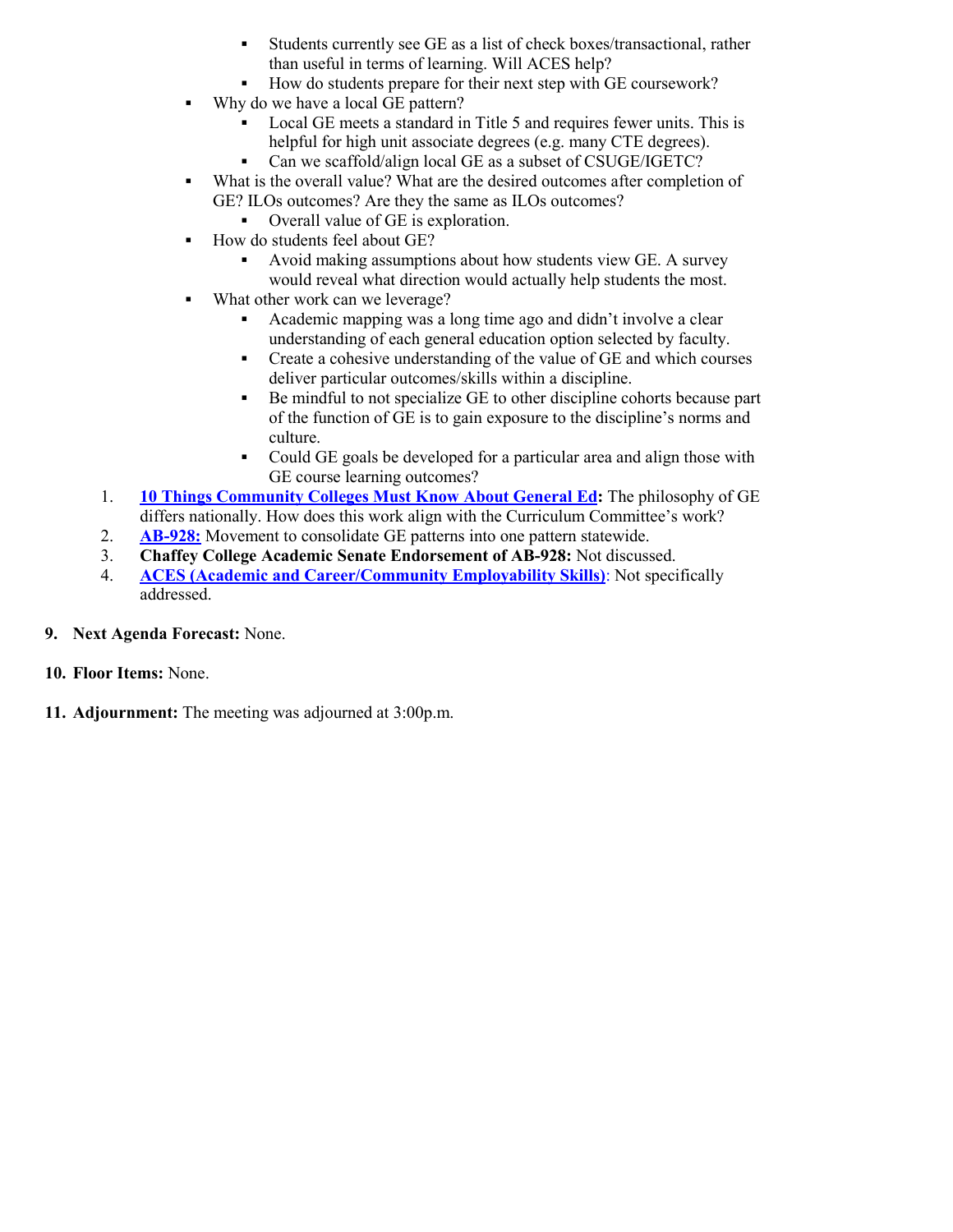- Students currently see GE as a list of check boxes/transactional, rather than useful in terms of learning. Will ACES help?
        - How do students prepare for their next step with GE coursework?
    - Why do we have a local GE pattern?
        - Local GE meets a standard in Title 5 and requires fewer units. This is helpful for high unit associate degrees (e.g. many CTE degrees).
        - Can we scaffold/align local GE as a subset of CSUGE/IGETC?
    - What is the overall value? What are the desired outcomes after completion of GE? ILOs outcomes? Are they the same as ILOs outcomes?
        - Overall value of GE is exploration.
    - How do students feel about GE?
        - Avoid making assumptions about how students view GE. A survey would reveal what direction would actually help students the most.
    - What other work can we leverage?
        - Academic mapping was a long time ago and didn't involve a clear understanding of each general education option selected by faculty.
        - Create a cohesive understanding of the value of GE and which courses deliver particular outcomes/skills within a discipline.
        - Be mindful to not specialize GE to other discipline cohorts because part of the function of GE is to gain exposure to the discipline's norms and culture.
        - Could GE goals be developed for a particular area and align those with GE course learning outcomes?

1. **10 Things Community Colleges Must Know About General Ed:** The philosophy of GE differs nationally. How does this work align with the Curriculum Committee's work?
2. **AB-928:** Movement to consolidate GE patterns into one pattern statewide.
3. **Chaffey College Academic Senate Endorsement of AB-928:** Not discussed.
4. **ACES (Academic and Career/Community Employability Skills)**: Not specifically addressed.

**9. Next Agenda Forecast:** None.

**10. Floor Items:** None.

**11. Adjournment:** The meeting was adjourned at 3:00p.m.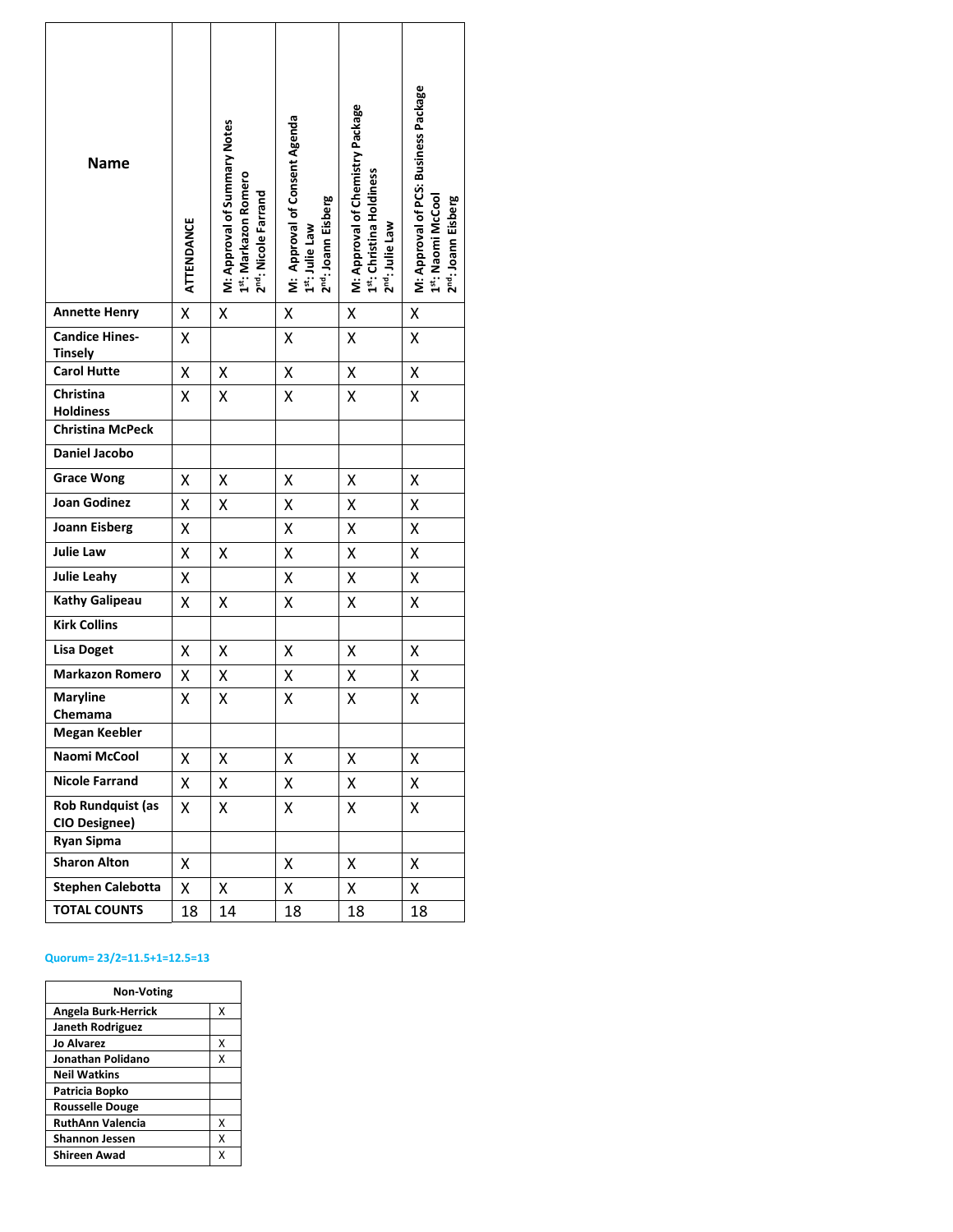| Name | ATTENDANCE | M: Approval of Summary Notes 1st: Markazon Romero 2nd: Nicole Farrand | M: Approval of Consent Agenda 1st: Julie Law 2nd: Joann Eisberg | M: Approval of Chemistry Package 1st: Christina Holdiness 2nd: Julie Law | M: Approval of PCS: Business Package 1st: Naomi McCool 2nd: Joann Eisberg |
|---|---|---|---|---|---|
| **Annette Henry** | X | X | X | X | X |
| **Candice Hines-Tinsely** | X | | X | X | X |
| **Carol Hutte** | X | X | X | X | X |
| **Christina Holdiness** | X | X | X | X | X |
| **Christina McPeck** | | | | | |
| **Daniel Jacobo** | | | | | |
| **Grace Wong** | X | X | X | X | X |
| **Joan Godinez** | X | X | X | X | X |
| **Joann Eisberg** | X | | X | X | X |
| **Julie Law** | X | X | X | X | X |
| **Julie Leahy** | X | | X | X | X |
| **Kathy Galipeau** | X | X | X | X | X |
| **Kirk Collins** | | | | | |
| **Lisa Doget** | X | X | X | X | X |
| **Markazon Romero** | X | X | X | X | X |
| **Maryline Chemama** | X | X | X | X | X |
| **Megan Keebler** | | | | | |
| **Naomi McCool** | X | X | X | X | X |
| **Nicole Farrand** | X | X | X | X | X |
| **Rob Rundquist (as CIO Designee)** | X | X | X | X | X |
| **Ryan Sipma** | | | | | |
| **Sharon Alton** | X | | X | X | X |
| **Stephen Calebotta** | X | X | X | X | X |
| **TOTAL COUNTS** | 18 | 14 | 18 | 18 | 18 |

**Quorum= 23/2=11.5+1=12.5=13**

| Non-Voting | |
|---|---|
| **Angela Burk-Herrick** | X |
| **Janeth Rodriguez** | |
| **Jo Alvarez** | X |
| **Jonathan Polidano** | X |
| **Neil Watkins** | |
| **Patricia Bopko** | |
| **Rousselle Douge** | |
| **RuthAnn Valencia** | X |
| **Shannon Jessen** | X |
| **Shireen Awad** | X |